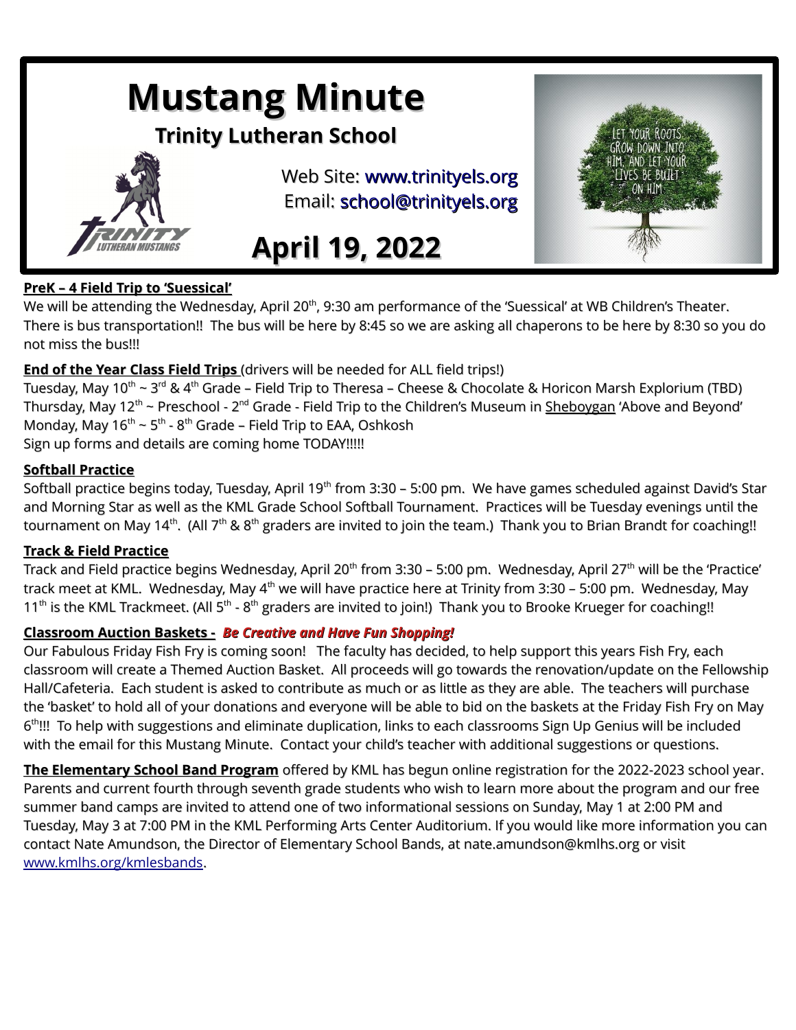# Mustang Minute

## Trinity Lutheran School

Web Site: www.trinityels.org
Email: school@trinityels.org

## April 19, 2022

**PreK – 4 Field Trip to 'Suessical'**
We will be attending the Wednesday, April 20th, 9:30 am performance of the 'Suessical' at WB Children's Theater. There is bus transportation!! The bus will be here by 8:45 so we are asking all chaperons to be here by 8:30 so you do not miss the bus!!!

**End of the Year Class Field Trips** (drivers will be needed for ALL field trips!)
Tuesday, May 10th ~ 3rd & 4th Grade – Field Trip to Theresa – Cheese & Chocolate & Horicon Marsh Explorium (TBD)
Thursday, May 12th ~ Preschool - 2nd Grade - Field Trip to the Children's Museum in Sheboygan 'Above and Beyond'
Monday, May 16th ~ 5th - 8th Grade – Field Trip to EAA, Oshkosh
Sign up forms and details are coming home TODAY!!!!!

**Softball Practice**
Softball practice begins today, Tuesday, April 19th from 3:30 – 5:00 pm. We have games scheduled against David's Star and Morning Star as well as the KML Grade School Softball Tournament. Practices will be Tuesday evenings until the tournament on May 14th. (All 7th & 8th graders are invited to join the team.) Thank you to Brian Brandt for coaching!!

**Track & Field Practice**
Track and Field practice begins Wednesday, April 20th from 3:30 – 5:00 pm. Wednesday, April 27th will be the 'Practice' track meet at KML. Wednesday, May 4th we will have practice here at Trinity from 3:30 – 5:00 pm. Wednesday, May 11th is the KML Trackmeet. (All 5th - 8th graders are invited to join!) Thank you to Brooke Krueger for coaching!!

**Classroom Auction Baskets -** ***Be Creative and Have Fun Shopping!***
Our Fabulous Friday Fish Fry is coming soon! The faculty has decided, to help support this years Fish Fry, each classroom will create a Themed Auction Basket. All proceeds will go towards the renovation/update on the Fellowship Hall/Cafeteria. Each student is asked to contribute as much or as little as they are able. The teachers will purchase the 'basket' to hold all of your donations and everyone will be able to bid on the baskets at the Friday Fish Fry on May 6th!!! To help with suggestions and eliminate duplication, links to each classrooms Sign Up Genius will be included with the email for this Mustang Minute. Contact your child's teacher with additional suggestions or questions.

**The Elementary School Band Program** offered by KML has begun online registration for the 2022-2023 school year. Parents and current fourth through seventh grade students who wish to learn more about the program and our free summer band camps are invited to attend one of two informational sessions on Sunday, May 1 at 2:00 PM and Tuesday, May 3 at 7:00 PM in the KML Performing Arts Center Auditorium. If you would like more information you can contact Nate Amundson, the Director of Elementary School Bands, at nate.amundson@kmlhs.org or visit www.kmlhs.org/kmlesbands.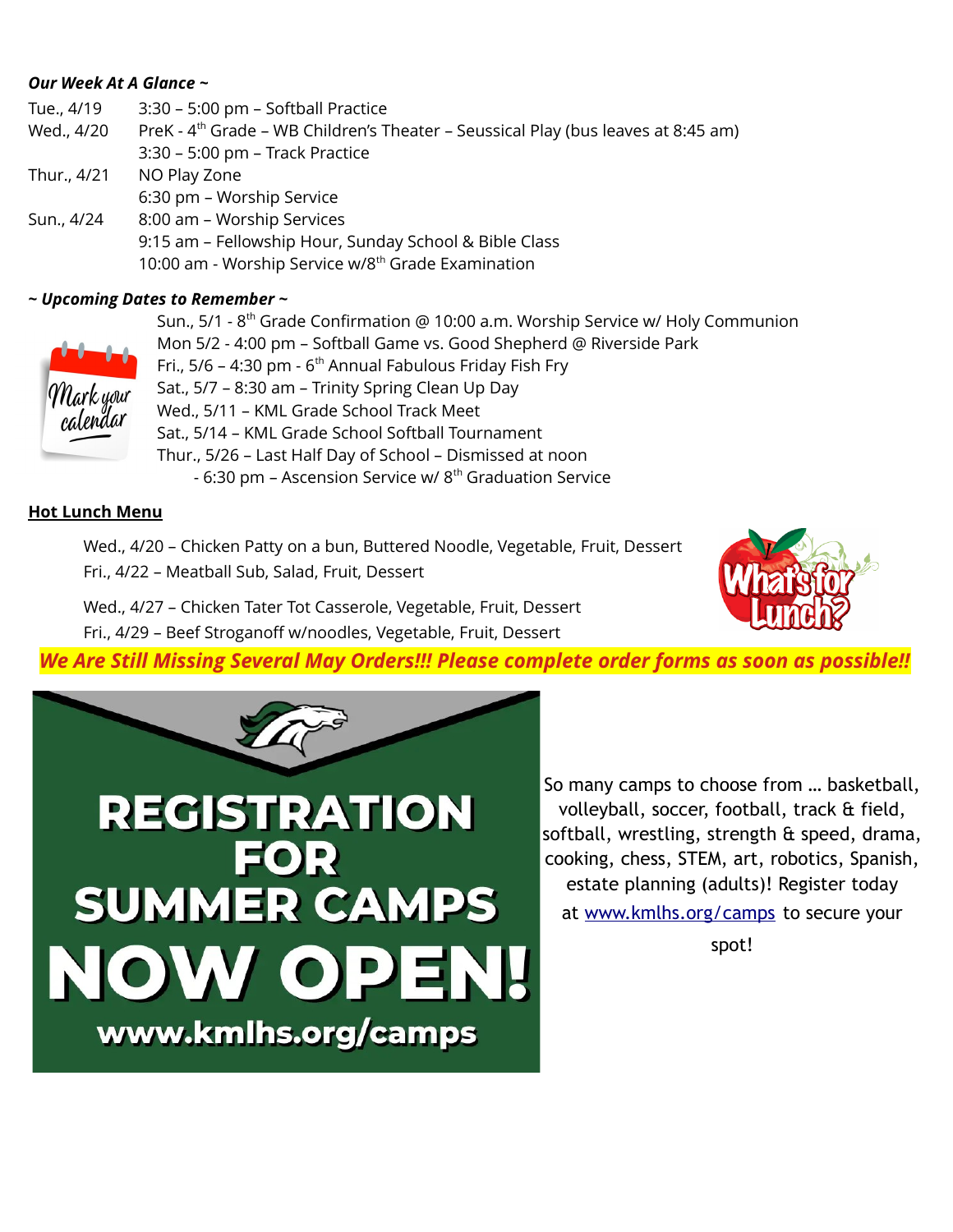***Our Week At A Glance ~***

| | |
|---|---|
| Tue., 4/19 | 3:30 – 5:00 pm – Softball Practice |
| Wed., 4/20 | PreK - 4th Grade – WB Children's Theater – Seussical Play (bus leaves at 8:45 am) |
| | 3:30 – 5:00 pm – Track Practice |
| Thur., 4/21 | NO Play Zone |
| | 6:30 pm – Worship Service |
| Sun., 4/24 | 8:00 am – Worship Services |
| | 9:15 am – Fellowship Hour, Sunday School & Bible Class |
| | 10:00 am - Worship Service w/8th Grade Examination |

***~ Upcoming Dates to Remember ~***

Mark your calendar

Sun., 5/1 - 8th Grade Confirmation @ 10:00 a.m. Worship Service w/ Holy Communion
Mon 5/2 - 4:00 pm – Softball Game vs. Good Shepherd @ Riverside Park
Fri., 5/6 – 4:30 pm - 6th Annual Fabulous Friday Fish Fry
Sat., 5/7 – 8:30 am – Trinity Spring Clean Up Day
Wed., 5/11 – KML Grade School Track Meet
Sat., 5/14 – KML Grade School Softball Tournament
Thur., 5/26 – Last Half Day of School – Dismissed at noon
- 6:30 pm – Ascension Service w/ 8th Graduation Service

**<u>Hot Lunch Menu</u>**

What's for Lunch?

Wed., 4/20 – Chicken Patty on a bun, Buttered Noodle, Vegetable, Fruit, Dessert
Fri., 4/22 – Meatball Sub, Salad, Fruit, Dessert

Wed., 4/27 – Chicken Tater Tot Casserole, Vegetable, Fruit, Dessert
Fri., 4/29 – Beef Stroganoff w/noodles, Vegetable, Fruit, Dessert

***We Are Still Missing Several May Orders!!! Please complete order forms as soon as possible!!***

**REGISTRATION FOR SUMMER CAMPS NOW OPEN!**

**www.kmlhs.org/camps**

So many camps to choose from … basketball, volleyball, soccer, football, track & field, softball, wrestling, strength & speed, drama, cooking, chess, STEM, art, robotics, Spanish, estate planning (adults)! Register today at www.kmlhs.org/camps to secure your spot!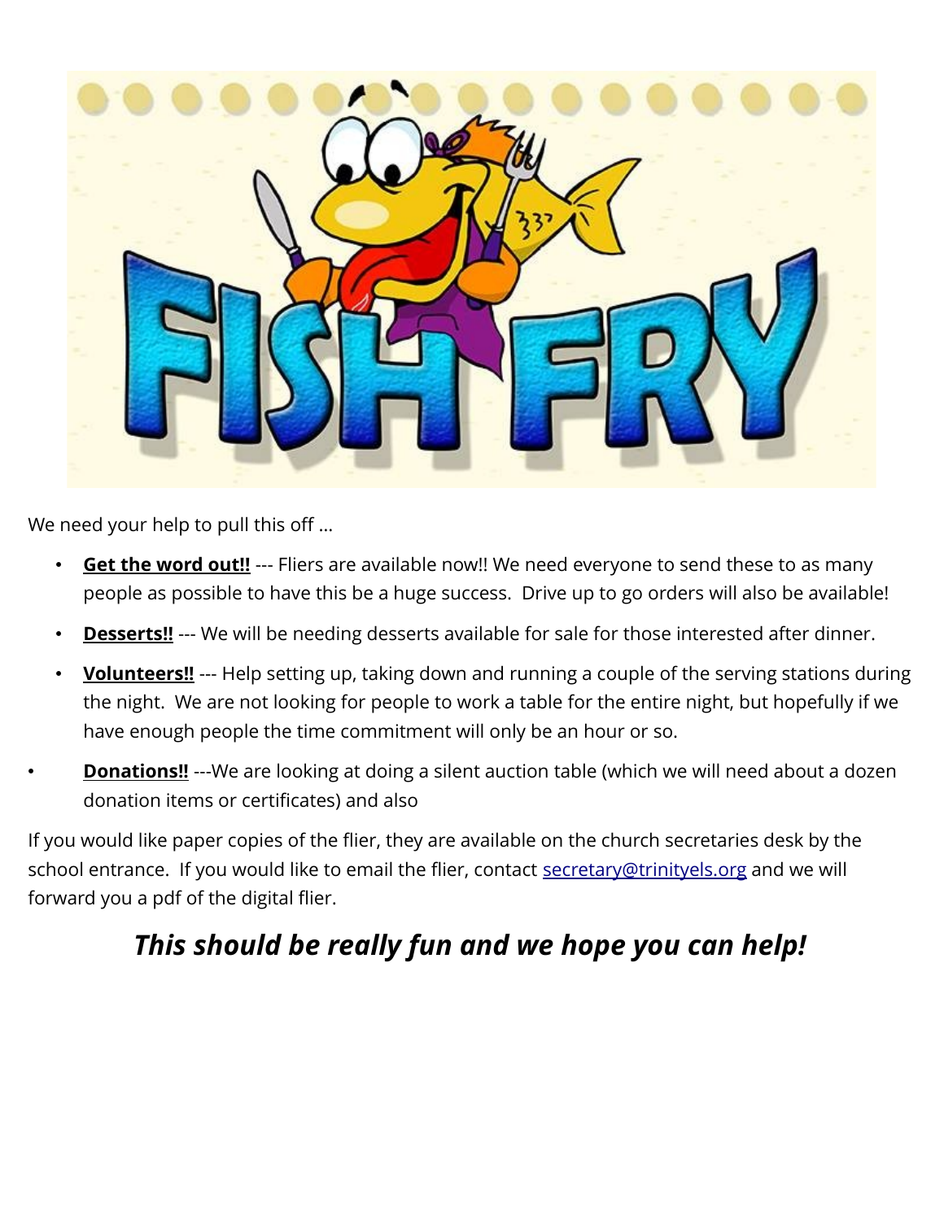# FISH FRY

We need your help to pull this off …

- **Get the word out!!** --- Fliers are available now!! We need everyone to send these to as many people as possible to have this be a huge success. Drive up to go orders will also be available!
- **Desserts!!** --- We will be needing desserts available for sale for those interested after dinner.
- **Volunteers!!** --- Help setting up, taking down and running a couple of the serving stations during the night. We are not looking for people to work a table for the entire night, but hopefully if we have enough people the time commitment will only be an hour or so.
- **Donations!!** ---We are looking at doing a silent auction table (which we will need about a dozen donation items or certificates) and also

If you would like paper copies of the flier, they are available on the church secretaries desk by the school entrance. If you would like to email the flier, contact secretary@trinityels.org and we will forward you a pdf of the digital flier.

***This should be really fun and we hope you can help!***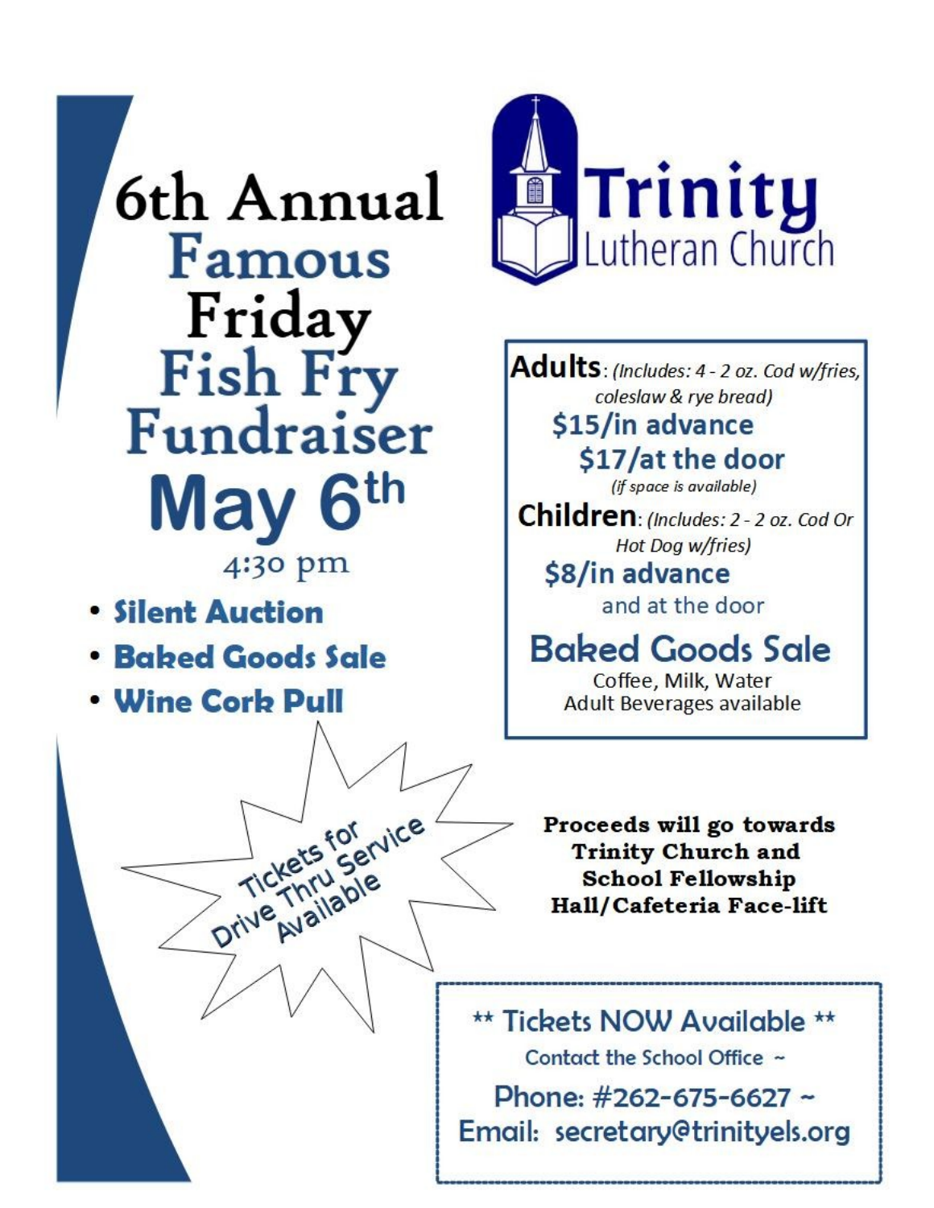# 6th Annual Famous Friday Fish Fry Fundraiser

## May 6th

4:30 pm

- **Silent Auction**
- **Baked Goods Sale**
- **Wine Cork Pull**

**Trinity** Lutheran Church

**Adults**: *(Includes: 4 - 2 oz. Cod w/fries, coleslaw & rye bread)*

**$15/in advance**

**$17/at the door**

*(if space is available)*

**Children**: *(Includes: 2 - 2 oz. Cod Or Hot Dog w/fries)*

**$8/in advance**

and at the door

**Baked Goods Sale**

Coffee, Milk, Water

Adult Beverages available

Tickets for Drive Thru Service Available

**Proceeds will go towards Trinity Church and School Fellowship Hall/Cafeteria Face-lift**

** Tickets NOW Available **

Contact the School Office ~

Phone: #262-675-6627 ~

Email: secretary@trinityels.org